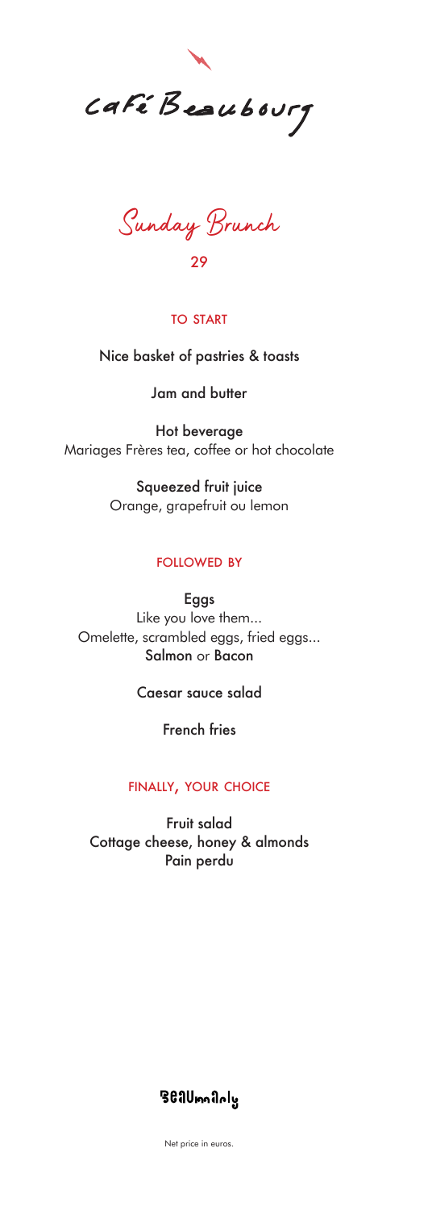# Café Beaubourg

## Sunday Brunch

29

### TO START

**Nice basket of pastries & toasts**

**Jam and butter**

**Hot beverage**
Mariages Frères tea, coffee or hot chocolate

**Squeezed fruit juice**
Orange, grapefruit ou lemon

### FOLLOWED BY

**Eggs**
Like you love them...
Omelette, scrambled eggs, fried eggs...
**Salmon** or **Bacon**

**Caesar sauce salad**

**French fries**

### FINALLY, YOUR CHOICE

**Fruit salad**
**Cottage cheese, honey & almonds**
**Pain perdu**

Beaumarly

Net price in euros.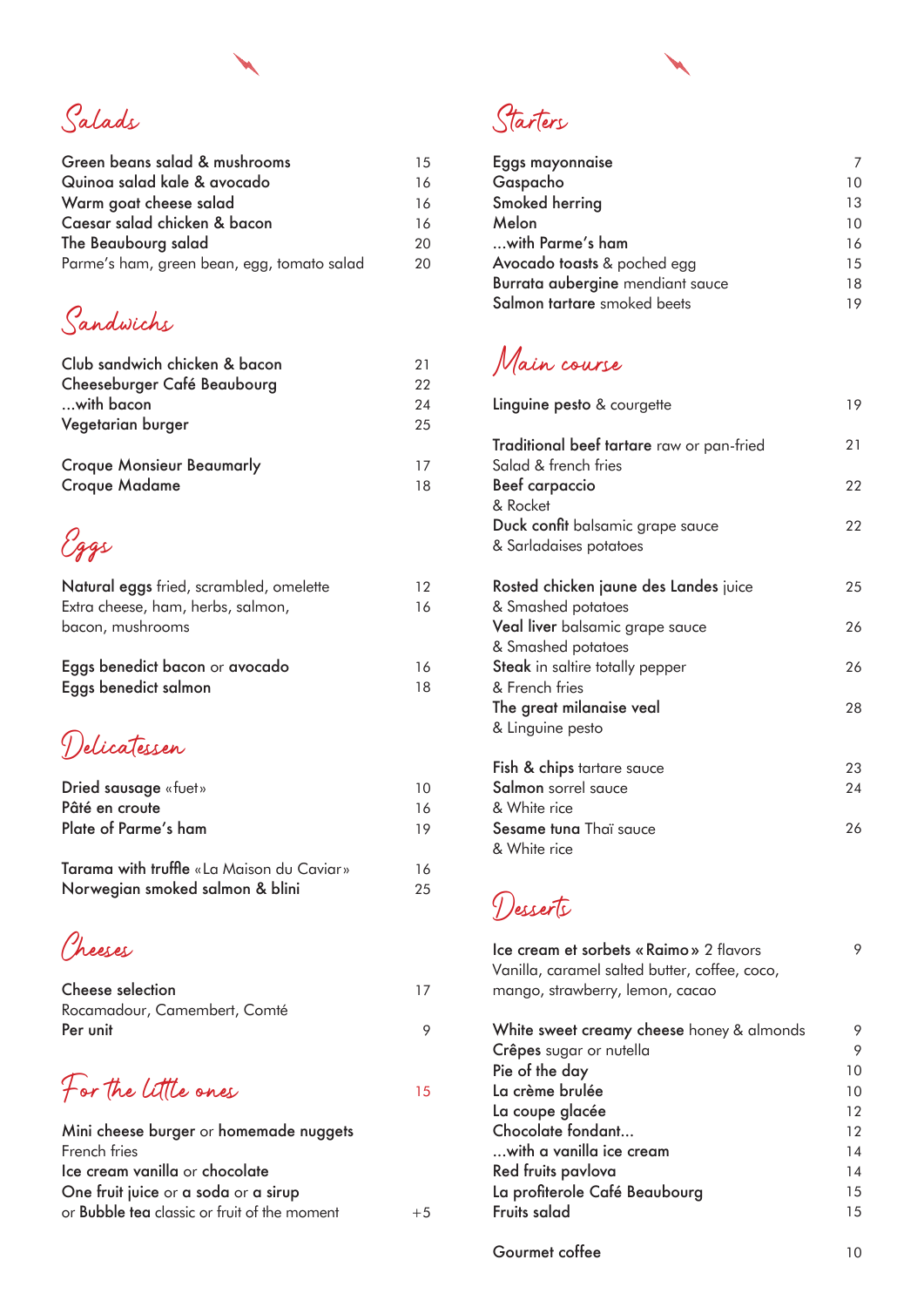## Salads

| | |
|---|---|
| **Green beans salad & mushrooms** | 15 |
| **Quinoa salad kale & avocado** | 16 |
| **Warm goat cheese salad** | 16 |
| **Caesar salad chicken & bacon** | 16 |
| **The Beaubourg salad** | 20 |
| Parme's ham, green bean, egg, tomato salad | 20 |

## Sandwichs

| | |
|---|---|
| **Club sandwich chicken & bacon** | 21 |
| **Cheeseburger Café Beaubourg** | 22 |
| **...with bacon** | 24 |
| **Vegetarian burger** | 25 |
| **Croque Monsieur Beaumarly** | 17 |
| **Croque Madame** | 18 |

## Eggs

| | |
|---|---|
| **Natural eggs** fried, scrambled, omelette | 12 |
| Extra cheese, ham, herbs, salmon, bacon, mushrooms | 16 |
| **Eggs benedict bacon** or **avocado** | 16 |
| **Eggs benedict salmon** | 18 |

## Delicatessen

| | |
|---|---|
| **Dried sausage** «fuet» | 10 |
| **Pâté en croute** | 16 |
| **Plate of Parme's ham** | 19 |
| **Tarama with truffle** «La Maison du Caviar» | 16 |
| **Norwegian smoked salmon & blini** | 25 |

## Cheeses

| | |
|---|---|
| **Cheese selection**<br>Rocamadour, Camembert, Comté | 17 |
| **Per unit** | 9 |

## For the little ones — 15

**Mini cheese burger** or **homemade nuggets**
French fries
**Ice cream vanilla** or **chocolate**
**One fruit juice** or **a soda** or **a sirup**
or **Bubble tea** classic or fruit of the moment — +5

## Starters

| | |
|---|---|
| **Eggs mayonnaise** | 7 |
| **Gaspacho** | 10 |
| **Smoked herring** | 13 |
| **Melon** | 10 |
| **...with Parme's ham** | 16 |
| **Avocado toasts** & poched egg | 15 |
| **Burrata aubergine** mendiant sauce | 18 |
| **Salmon tartare** smoked beets | 19 |

## Main course

| | |
|---|---|
| **Linguine pesto** & courgette | 19 |
| **Traditional beef tartare** raw or pan-fried<br>Salad & french fries | 21 |
| **Beef carpaccio**<br>& Rocket | 22 |
| **Duck confit** balsamic grape sauce<br>& Sarladaises potatoes | 22 |
| **Rosted chicken jaune des Landes** juice<br>& Smashed potatoes | 25 |
| **Veal liver** balsamic grape sauce<br>& Smashed potatoes | 26 |
| **Steak** in saltire totally pepper<br>& French fries | 26 |
| **The great milanaise veal**<br>& Linguine pesto | 28 |
| **Fish & chips** tartare sauce | 23 |
| **Salmon** sorrel sauce<br>& White rice | 24 |
| **Sesame tuna** Thaï sauce<br>& White rice | 26 |

## Desserts

| | |
|---|---|
| **Ice cream et sorbets «Raimo»** 2 flavors<br>Vanilla, caramel salted butter, coffee, coco, mango, strawberry, lemon, cacao | 9 |
| **White sweet creamy cheese** honey & almonds | 9 |
| **Crêpes** sugar or nutella | 9 |
| **Pie of the day** | 10 |
| **La crème brulée** | 10 |
| **La coupe glacée** | 12 |
| **Chocolate fondant...** | 12 |
| **...with a vanilla ice cream** | 14 |
| **Red fruits pavlova** | 14 |
| **La profiterole Café Beaubourg** | 15 |
| **Fruits salad** | 15 |
| **Gourmet coffee** | 10 |